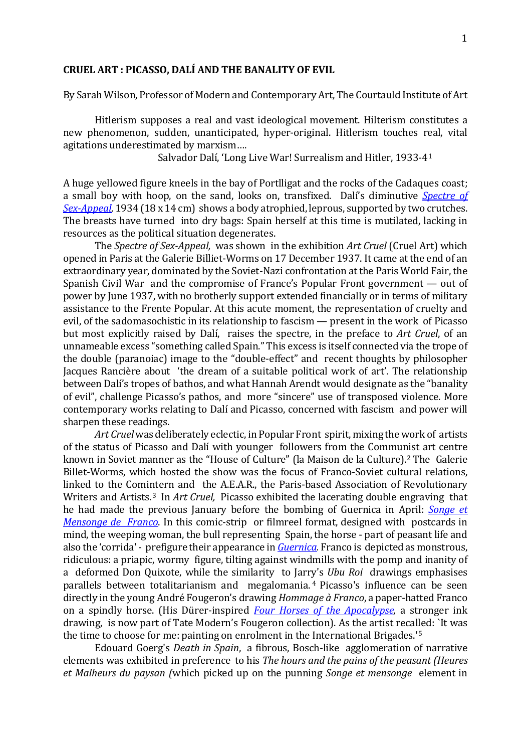# CRUEL ART : PICASSO, DALÍ AND THE BANALITY OF EVIL

By Sarah Wilson, Professor of Modern and Contemporary Art, The Courtauld Institute of Art

> Hitlerism supposes a real and vast ideological movement. Hilterism constitutes a new phenomenon, sudden, unanticipated, hyper-original. Hitlerism touches real, vital agitations underestimated by marxism….
>
> Salvador Dalí, 'Long Live War! Surrealism and Hitler, 1933-4[1]

A huge yellowed figure kneels in the bay of Portlligat and the rocks of the Cadaques coast; a small boy with hoop, on the sand, looks on, transfixed. Dalí's diminutive *Spectre of Sex-Appeal*, 1934 (18 x 14 cm) shows a body atrophied, leprous, supported by two crutches. The breasts have turned into dry bags: Spain herself at this time is mutilated, lacking in resources as the political situation degenerates.

The *Spectre of Sex-Appeal,* was shown in the exhibition *Art Cruel* (Cruel Art) which opened in Paris at the Galerie Billiet-Worms on 17 December 1937. It came at the end of an extraordinary year, dominated by the Soviet-Nazi confrontation at the Paris World Fair, the Spanish Civil War and the compromise of France's Popular Front government — out of power by June 1937, with no brotherly support extended financially or in terms of military assistance to the Frente Popular. At this acute moment, the representation of cruelty and evil, of the sadomasochistic in its relationship to fascism — present in the work of Picasso but most explicitly raised by Dalí, raises the spectre, in the preface to *Art Cruel*, of an unnameable excess "something called Spain." This excess is itself connected via the trope of the double (paranoiac) image to the "double-effect" and recent thoughts by philosopher Jacques Rancière about 'the dream of a suitable political work of art'. The relationship between Dalí's tropes of bathos, and what Hannah Arendt would designate as the "banality of evil", challenge Picasso's pathos, and more "sincere" use of transposed violence. More contemporary works relating to Dalí and Picasso, concerned with fascism and power will sharpen these readings.

*Art Cruel* was deliberately eclectic, in Popular Front spirit, mixing the work of artists of the status of Picasso and Dalí with younger followers from the Communist art centre known in Soviet manner as the "House of Culture" (la Maison de la Culture).[2] The Galerie Billet-Worms, which hosted the show was the focus of Franco-Soviet cultural relations, linked to the Comintern and the A.E.A.R., the Paris-based Association of Revolutionary Writers and Artists.[3] In *Art Cruel,* Picasso exhibited the lacerating double engraving that he had made the previous January before the bombing of Guernica in April: *Songe et Mensonge de Franco*. In this comic-strip or filmreel format, designed with postcards in mind, the weeping woman, the bull representing Spain, the horse - part of peasant life and also the 'corrida' - prefigure their appearance in *Guernica.* Franco is depicted as monstrous, ridiculous: a priapic, wormy figure, tilting against windmills with the pomp and inanity of a deformed Don Quixote, while the similarity to Jarry's *Ubu Roi* drawings emphasises parallels between totalitarianism and megalomania.[4] Picasso's influence can be seen directly in the young André Fougeron's drawing *Hommage à Franco*, a paper-hatted Franco on a spindly horse. (His Dürer-inspired *Four Horses of the Apocalypse,* a stronger ink drawing, is now part of Tate Modern's Fougeron collection). As the artist recalled: `It was the time to choose for me: painting on enrolment in the International Brigades.'[5]

Edouard Goerg's *Death in Spain*, a fibrous, Bosch-like agglomeration of narrative elements was exhibited in preference to his *The hours and the pains of the peasant (Heures et Malheurs du paysan (*which picked up on the punning *Songe et mensonge* element in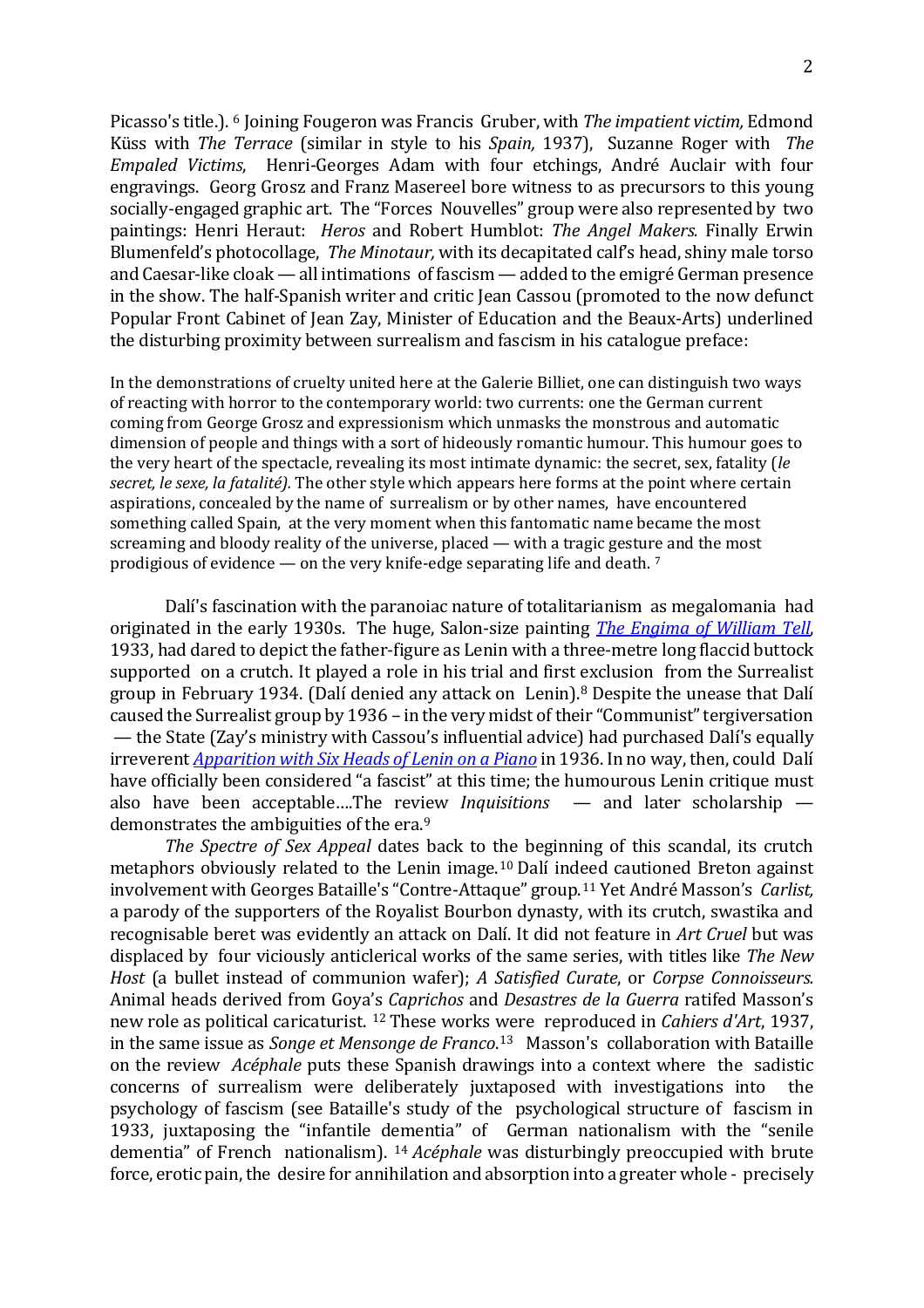Picasso's title.). [6] Joining Fougeron was Francis Gruber, with *The impatient victim,* Edmond Küss with *The Terrace* (similar in style to his *Spain,* 1937), Suzanne Roger with *The Empaled Victims*, Henri-Georges Adam with four etchings, André Auclair with four engravings. Georg Grosz and Franz Masereel bore witness to as precursors to this young socially-engaged graphic art. The "Forces Nouvelles" group were also represented by two paintings: Henri Heraut: *Heros* and Robert Humblot: *The Angel Makers.* Finally Erwin Blumenfeld's photocollage, *The Minotaur,* with its decapitated calf's head, shiny male torso and Caesar-like cloak — all intimations of fascism — added to the emigré German presence in the show. The half-Spanish writer and critic Jean Cassou (promoted to the now defunct Popular Front Cabinet of Jean Zay, Minister of Education and the Beaux-Arts) underlined the disturbing proximity between surrealism and fascism in his catalogue preface:

> In the demonstrations of cruelty united here at the Galerie Billiet, one can distinguish two ways of reacting with horror to the contemporary world: two currents: one the German current coming from George Grosz and expressionism which unmasks the monstrous and automatic dimension of people and things with a sort of hideously romantic humour. This humour goes to the very heart of the spectacle, revealing its most intimate dynamic: the secret, sex, fatality (*le secret, le sexe, la fatalité).* The other style which appears here forms at the point where certain aspirations, concealed by the name of surrealism or by other names, have encountered something called Spain, at the very moment when this fantomatic name became the most screaming and bloody reality of the universe, placed — with a tragic gesture and the most prodigious of evidence — on the very knife-edge separating life and death. [7]

Dalí's fascination with the paranoiac nature of totalitarianism as megalomania had originated in the early 1930s. The huge, Salon-size painting *The Engima of William Tell*, 1933, had dared to depict the father-figure as Lenin with a three-metre long flaccid buttock supported on a crutch. It played a role in his trial and first exclusion from the Surrealist group in February 1934. (Dalí denied any attack on Lenin).[8] Despite the unease that Dalí caused the Surrealist group by 1936 – in the very midst of their "Communist" tergiversation — the State (Zay's ministry with Cassou's influential advice) had purchased Dalí's equally irreverent *Apparition with Six Heads of Lenin on a Piano* in 1936. In no way, then, could Dalí have officially been considered "a fascist" at this time; the humourous Lenin critique must also have been acceptable….The review *Inquisitions* — and later scholarship — demonstrates the ambiguities of the era.[9]

*The Spectre of Sex Appeal* dates back to the beginning of this scandal, its crutch metaphors obviously related to the Lenin image.[10] Dalí indeed cautioned Breton against involvement with Georges Bataille's "Contre-Attaque" group.[11] Yet André Masson's *Carlist,* a parody of the supporters of the Royalist Bourbon dynasty, with its crutch, swastika and recognisable beret was evidently an attack on Dalí. It did not feature in *Art Cruel* but was displaced by four viciously anticlerical works of the same series, with titles like *The New Host* (a bullet instead of communion wafer); *A Satisfied Curate*, or *Corpse Connoisseurs.* Animal heads derived from Goya's *Caprichos* and *Desastres de la Guerra* ratifed Masson's new role as political caricaturist. [12] These works were reproduced in *Cahiers d'Art*, 1937, in the same issue as *Songe et Mensonge de Franco*.[13] Masson's collaboration with Bataille on the review *Acéphale* puts these Spanish drawings into a context where the sadistic concerns of surrealism were deliberately juxtaposed with investigations into the psychology of fascism (see Bataille's study of the psychological structure of fascism in 1933, juxtaposing the "infantile dementia" of German nationalism with the "senile dementia" of French nationalism). [14] *Acéphale* was disturbingly preoccupied with brute force, erotic pain, the desire for annihilation and absorption into a greater whole - precisely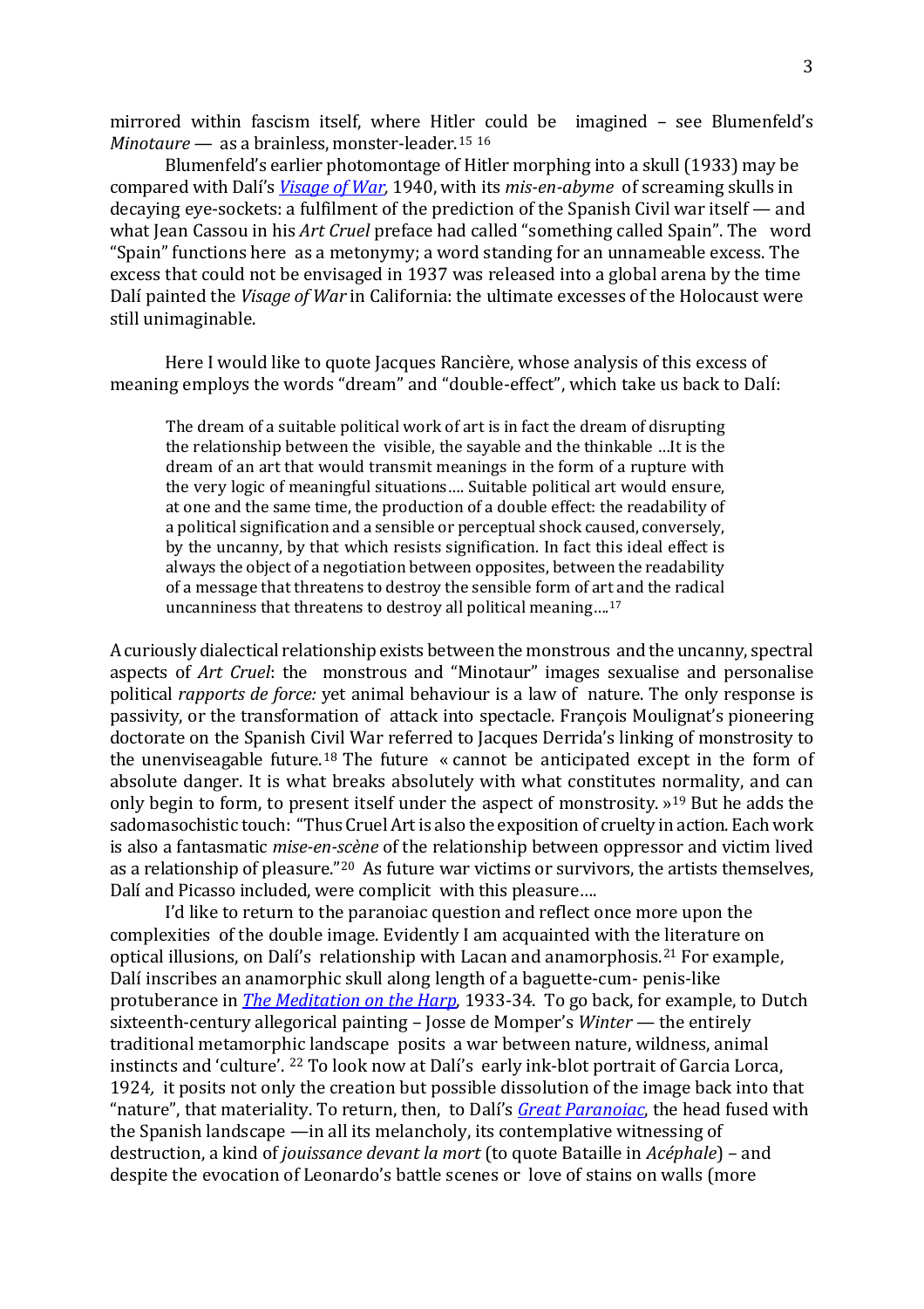mirrored within fascism itself, where Hitler could be imagined – see Blumenfeld's *Minotaure* — as a brainless, monster-leader.[15] [16]

Blumenfeld's earlier photomontage of Hitler morphing into a skull (1933) may be compared with Dalí's *Visage of War*, 1940, with its *mis-en-abyme* of screaming skulls in decaying eye-sockets: a fulfilment of the prediction of the Spanish Civil war itself — and what Jean Cassou in his *Art Cruel* preface had called "something called Spain". The word "Spain" functions here as a metonymy; a word standing for an unnameable excess. The excess that could not be envisaged in 1937 was released into a global arena by the time Dalí painted the *Visage of War* in California: the ultimate excesses of the Holocaust were still unimaginable.

Here I would like to quote Jacques Rancière, whose analysis of this excess of meaning employs the words "dream" and "double-effect", which take us back to Dalí:

> The dream of a suitable political work of art is in fact the dream of disrupting the relationship between the visible, the sayable and the thinkable …It is the dream of an art that would transmit meanings in the form of a rupture with the very logic of meaningful situations…. Suitable political art would ensure, at one and the same time, the production of a double effect: the readability of a political signification and a sensible or perceptual shock caused, conversely, by the uncanny, by that which resists signification. In fact this ideal effect is always the object of a negotiation between opposites, between the readability of a message that threatens to destroy the sensible form of art and the radical uncanniness that threatens to destroy all political meaning….[17]

A curiously dialectical relationship exists between the monstrous and the uncanny, spectral aspects of *Art Cruel*: the monstrous and "Minotaur" images sexualise and personalise political *rapports de force:* yet animal behaviour is a law of nature. The only response is passivity, or the transformation of attack into spectacle. François Moulignat's pioneering doctorate on the Spanish Civil War referred to Jacques Derrida's linking of monstrosity to the unenviseagable future.[18] The future « cannot be anticipated except in the form of absolute danger. It is what breaks absolutely with what constitutes normality, and can only begin to form, to present itself under the aspect of monstrosity. »[19] But he adds the sadomasochistic touch: "Thus Cruel Art is also the exposition of cruelty in action. Each work is also a fantasmatic *mise-en-scène* of the relationship between oppressor and victim lived as a relationship of pleasure."[20] As future war victims or survivors, the artists themselves, Dalí and Picasso included, were complicit with this pleasure….

I'd like to return to the paranoiac question and reflect once more upon the complexities of the double image. Evidently I am acquainted with the literature on optical illusions, on Dalí's relationship with Lacan and anamorphosis.[21] For example, Dalí inscribes an anamorphic skull along length of a baguette-cum- penis-like protuberance in *The Meditation on the Harp*, 1933-34. To go back, for example, to Dutch sixteenth-century allegorical painting – Josse de Momper's *Winter* — the entirely traditional metamorphic landscape posits a war between nature, wildness, animal instincts and 'culture'. [22] To look now at Dalí's early ink-blot portrait of Garcia Lorca, 1924, it posits not only the creation but possible dissolution of the image back into that "nature", that materiality. To return, then, to Dalí's *Great Paranoiac*, the head fused with the Spanish landscape —in all its melancholy, its contemplative witnessing of destruction, a kind of *jouissance devant la mort* (to quote Bataille in *Acéphale*) – and despite the evocation of Leonardo's battle scenes or love of stains on walls (more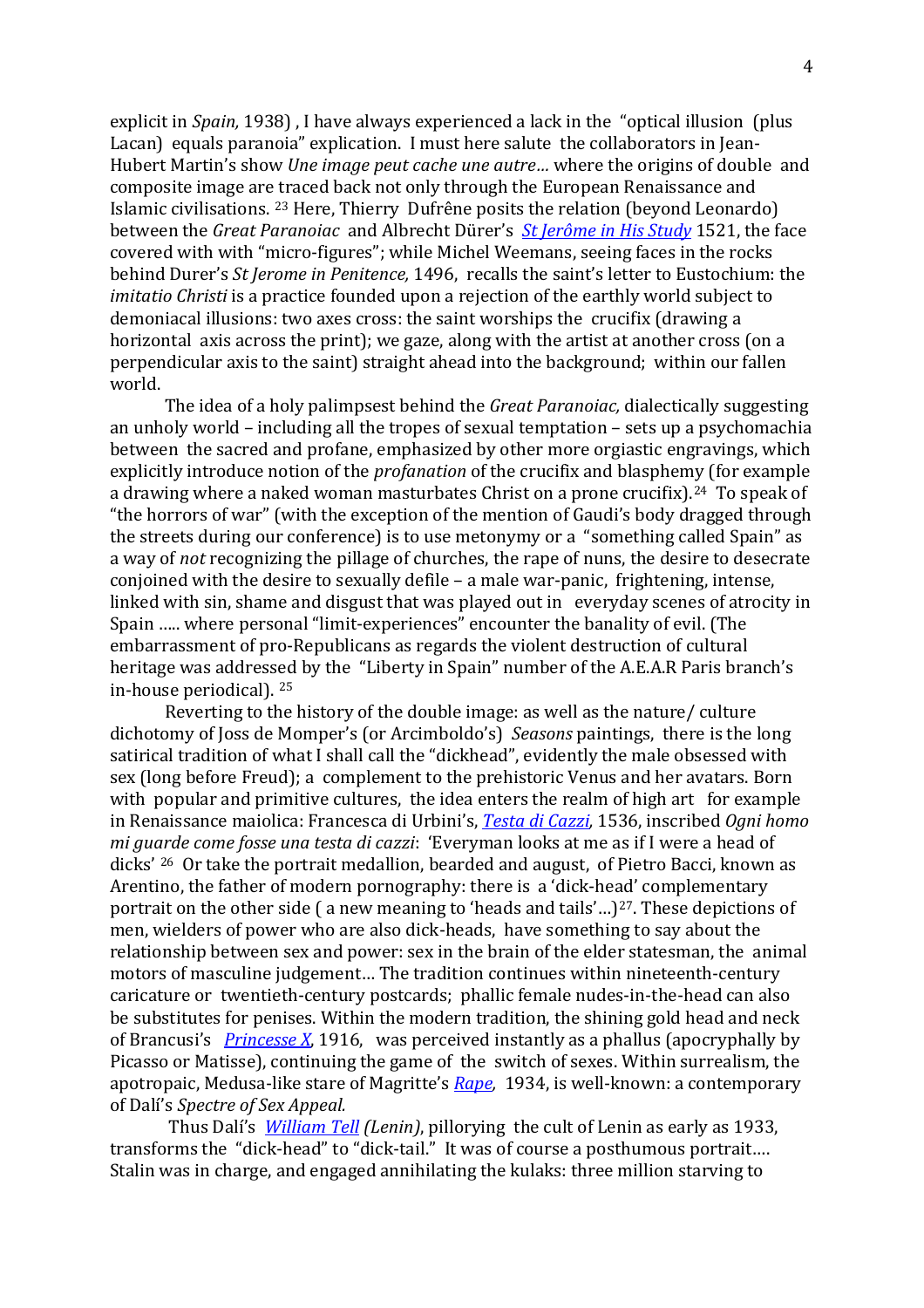explicit in *Spain,* 1938) , I have always experienced a lack in the "optical illusion (plus Lacan) equals paranoia" explication. I must here salute the collaborators in Jean-Hubert Martin's show *Une image peut cache une autre…* where the origins of double and composite image are traced back not only through the European Renaissance and Islamic civilisations. [23] Here, Thierry Dufrêne posits the relation (beyond Leonardo) between the *Great Paranoiac* and Albrecht Dürer's *St Jerôme in His Study* 1521, the face covered with with "micro-figures"; while Michel Weemans, seeing faces in the rocks behind Durer's *St Jerome in Penitence,* 1496, recalls the saint's letter to Eustochium: the *imitatio Christi* is a practice founded upon a rejection of the earthly world subject to demoniacal illusions: two axes cross: the saint worships the crucifix (drawing a horizontal axis across the print); we gaze, along with the artist at another cross (on a perpendicular axis to the saint) straight ahead into the background; within our fallen world.

The idea of a holy palimpsest behind the *Great Paranoiac,* dialectically suggesting an unholy world – including all the tropes of sexual temptation – sets up a psychomachia between the sacred and profane, emphasized by other more orgiastic engravings, which explicitly introduce notion of the *profanation* of the crucifix and blasphemy (for example a drawing where a naked woman masturbates Christ on a prone crucifix).[24] To speak of "the horrors of war" (with the exception of the mention of Gaudi's body dragged through the streets during our conference) is to use metonymy or a "something called Spain" as a way of *not* recognizing the pillage of churches, the rape of nuns, the desire to desecrate conjoined with the desire to sexually defile – a male war-panic, frightening, intense, linked with sin, shame and disgust that was played out in everyday scenes of atrocity in Spain ….. where personal "limit-experiences" encounter the banality of evil. (The embarrassment of pro-Republicans as regards the violent destruction of cultural heritage was addressed by the "Liberty in Spain" number of the A.E.A.R Paris branch's in-house periodical). [25]

Reverting to the history of the double image: as well as the nature/ culture dichotomy of Joss de Momper's (or Arcimboldo's) *Seasons* paintings, there is the long satirical tradition of what I shall call the "dickhead", evidently the male obsessed with sex (long before Freud); a complement to the prehistoric Venus and her avatars. Born with popular and primitive cultures, the idea enters the realm of high art for example in Renaissance maiolica: Francesca di Urbini's, *Testa di Cazzi,* 1536, inscribed *Ogni homo mi guarde come fosse una testa di cazzi*: 'Everyman looks at me as if I were a head of dicks' [26] Or take the portrait medallion, bearded and august, of Pietro Bacci, known as Arentino, the father of modern pornography: there is a 'dick-head' complementary portrait on the other side ( a new meaning to 'heads and tails'…)[27]. These depictions of men, wielders of power who are also dick-heads, have something to say about the relationship between sex and power: sex in the brain of the elder statesman, the animal motors of masculine judgement… The tradition continues within nineteenth-century caricature or twentieth-century postcards; phallic female nudes-in-the-head can also be substitutes for penises. Within the modern tradition, the shining gold head and neck of Brancusi's *Princesse X,* 1916, was perceived instantly as a phallus (apocryphally by Picasso or Matisse), continuing the game of the switch of sexes. Within surrealism, the apotropaic, Medusa-like stare of Magritte's *Rape,* 1934, is well-known: a contemporary of Dalí's *Spectre of Sex Appeal.*

Thus Dalí's *William Tell (Lenin)*, pillorying the cult of Lenin as early as 1933, transforms the "dick-head" to "dick-tail." It was of course a posthumous portrait…. Stalin was in charge, and engaged annihilating the kulaks: three million starving to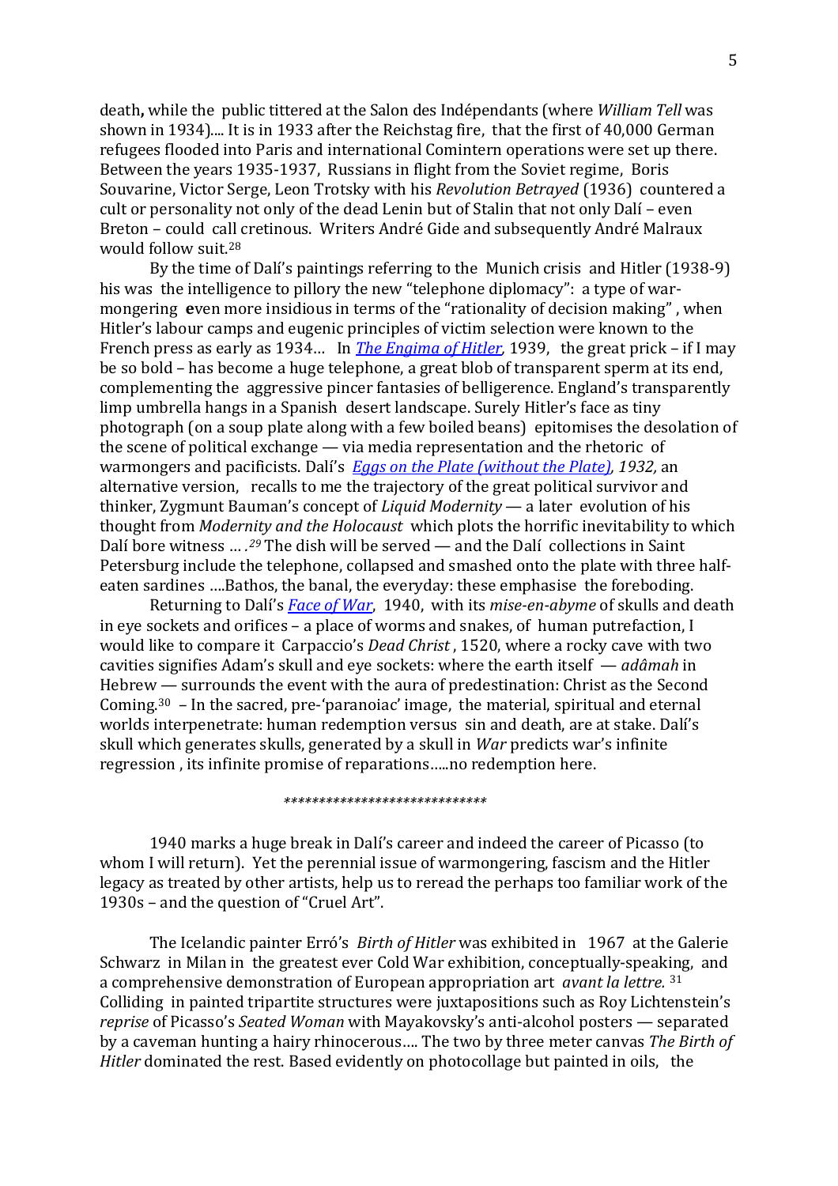death**,** while the public tittered at the Salon des Indépendants (where *William Tell* was shown in 1934).... It is in 1933 after the Reichstag fire, that the first of 40,000 German refugees flooded into Paris and international Comintern operations were set up there. Between the years 1935-1937, Russians in flight from the Soviet regime, Boris Souvarine, Victor Serge, Leon Trotsky with his *Revolution Betrayed* (1936) countered a cult or personality not only of the dead Lenin but of Stalin that not only Dalí – even Breton – could call cretinous. Writers André Gide and subsequently André Malraux would follow suit.[28]

By the time of Dalí's paintings referring to the Munich crisis and Hitler (1938-9) his was the intelligence to pillory the new "telephone diplomacy": a type of war-mongering **e**ven more insidious in terms of the "rationality of decision making" , when Hitler's labour camps and eugenic principles of victim selection were known to the French press as early as 1934… In *The Engima of Hitler,* 1939, the great prick – if I may be so bold – has become a huge telephone, a great blob of transparent sperm at its end, complementing the aggressive pincer fantasies of belligerence. England's transparently limp umbrella hangs in a Spanish desert landscape. Surely Hitler's face as tiny photograph (on a soup plate along with a few boiled beans) epitomises the desolation of the scene of political exchange — via media representation and the rhetoric of warmongers and pacificists. Dalí's *Eggs on the Plate (without the Plate), 1932,* an alternative version, recalls to me the trajectory of the great political survivor and thinker, Zygmunt Bauman's concept of *Liquid Modernity* — a later evolution of his thought from *Modernity and the Holocaust* which plots the horrific inevitability to which Dalí bore witness … .[29] The dish will be served — and the Dalí collections in Saint Petersburg include the telephone, collapsed and smashed onto the plate with three half-eaten sardines ….Bathos, the banal, the everyday: these emphasise the foreboding.

Returning to Dalí's *Face of War*, 1940, with its *mise-en-abyme* of skulls and death in eye sockets and orifices – a place of worms and snakes, of human putrefaction, I would like to compare it Carpaccio's *Dead Christ* , 1520, where a rocky cave with two cavities signifies Adam's skull and eye sockets: where the earth itself — *adâmah* in Hebrew — surrounds the event with the aura of predestination: Christ as the Second Coming.[30] – In the sacred, pre-'paranoiac' image, the material, spiritual and eternal worlds interpenetrate: human redemption versus sin and death, are at stake. Dalí's skull which generates skulls, generated by a skull in *War* predicts war's infinite regression , its infinite promise of reparations…..no redemption here.

*****************************

1940 marks a huge break in Dalí's career and indeed the career of Picasso (to whom I will return). Yet the perennial issue of warmongering, fascism and the Hitler legacy as treated by other artists, help us to reread the perhaps too familiar work of the 1930s – and the question of "Cruel Art".

The Icelandic painter Erró's *Birth of Hitler* was exhibited in 1967 at the Galerie Schwarz in Milan in the greatest ever Cold War exhibition, conceptually-speaking, and a comprehensive demonstration of European appropriation art *avant la lettre.* [31] Colliding in painted tripartite structures were juxtapositions such as Roy Lichtenstein's *reprise* of Picasso's *Seated Woman* with Mayakovsky's anti-alcohol posters — separated by a caveman hunting a hairy rhinocerous…. The two by three meter canvas *The Birth of Hitler* dominated the rest. Based evidently on photocollage but painted in oils, the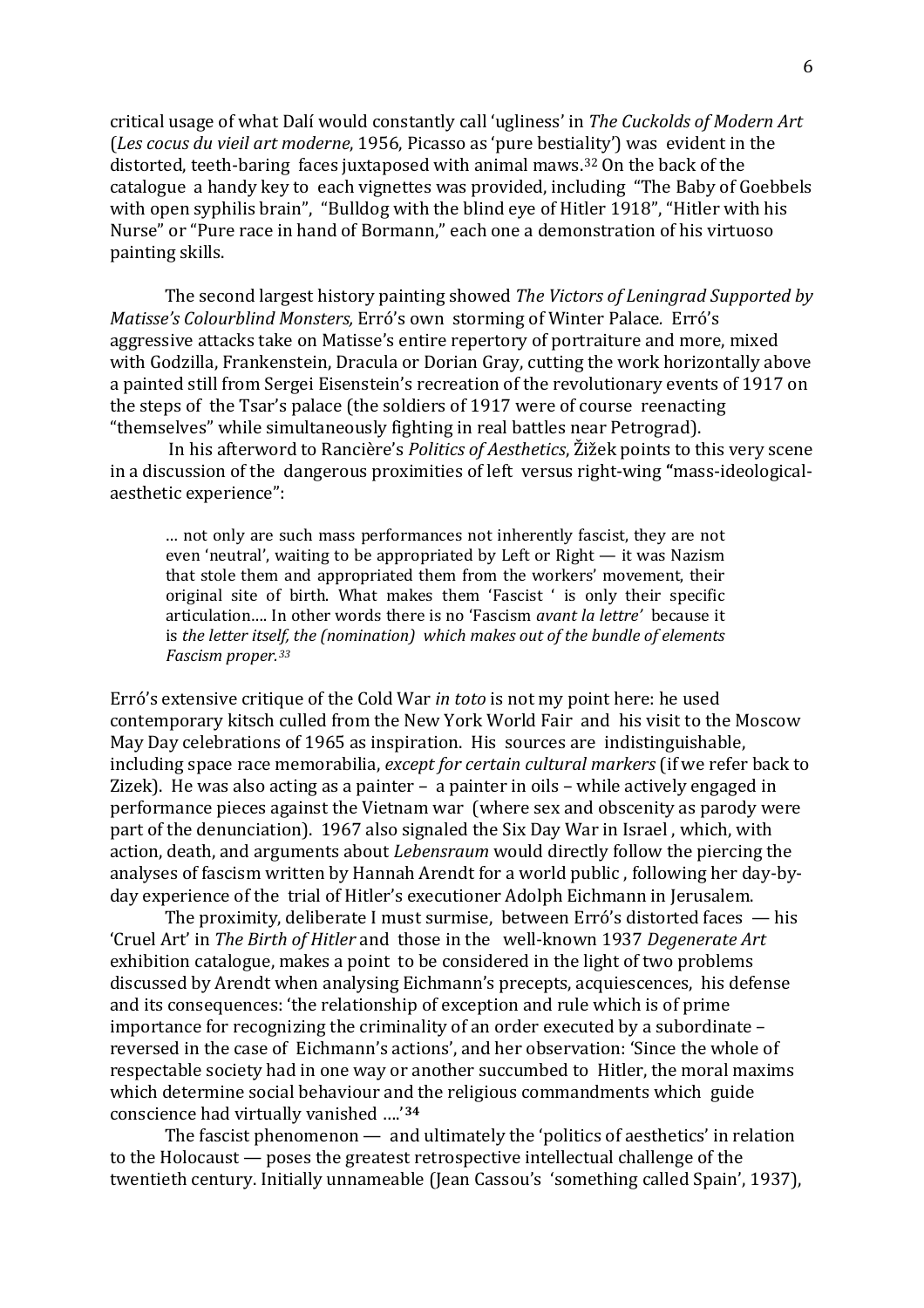critical usage of what Dalí would constantly call 'ugliness' in *The Cuckolds of Modern Art* (*Les cocus du vieil art moderne*, 1956, Picasso as 'pure bestiality') was evident in the distorted, teeth-baring faces juxtaposed with animal maws.[32] On the back of the catalogue a handy key to each vignettes was provided, including "The Baby of Goebbels with open syphilis brain", "Bulldog with the blind eye of Hitler 1918", "Hitler with his Nurse" or "Pure race in hand of Bormann," each one a demonstration of his virtuoso painting skills.

The second largest history painting showed *The Victors of Leningrad Supported by Matisse's Colourblind Monsters,* Erró's own storming of Winter Palace. Erró's aggressive attacks take on Matisse's entire repertory of portraiture and more, mixed with Godzilla, Frankenstein, Dracula or Dorian Gray, cutting the work horizontally above a painted still from Sergei Eisenstein's recreation of the revolutionary events of 1917 on the steps of the Tsar's palace (the soldiers of 1917 were of course reenacting "themselves" while simultaneously fighting in real battles near Petrograd).

In his afterword to Rancière's *Politics of Aesthetics*, Žižek points to this very scene in a discussion of the dangerous proximities of left versus right-wing "mass-ideological-aesthetic experience":

> … not only are such mass performances not inherently fascist, they are not even 'neutral', waiting to be appropriated by Left or Right — it was Nazism that stole them and appropriated them from the workers' movement, their original site of birth. What makes them 'Fascist ' is only their specific articulation…. In other words there is no 'Fascism *avant la lettre'* because it is *the letter itself, the (nomination) which makes out of the bundle of elements Fascism proper.*[33]

Erró's extensive critique of the Cold War *in toto* is not my point here: he used contemporary kitsch culled from the New York World Fair and his visit to the Moscow May Day celebrations of 1965 as inspiration. His sources are indistinguishable, including space race memorabilia, *except for certain cultural markers* (if we refer back to Zizek). He was also acting as a painter – a painter in oils – while actively engaged in performance pieces against the Vietnam war (where sex and obscenity as parody were part of the denunciation). 1967 also signaled the Six Day War in Israel , which, with action, death, and arguments about *Lebensraum* would directly follow the piercing the analyses of fascism written by Hannah Arendt for a world public , following her day-by-day experience of the trial of Hitler's executioner Adolph Eichmann in Jerusalem.

The proximity, deliberate I must surmise, between Erró's distorted faces — his 'Cruel Art' in *The Birth of Hitler* and those in the well-known 1937 *Degenerate Art* exhibition catalogue, makes a point to be considered in the light of two problems discussed by Arendt when analysing Eichmann's precepts, acquiescences, his defense and its consequences: 'the relationship of exception and rule which is of prime importance for recognizing the criminality of an order executed by a subordinate – reversed in the case of Eichmann's actions', and her observation: 'Since the whole of respectable society had in one way or another succumbed to Hitler, the moral maxims which determine social behaviour and the religious commandments which guide conscience had virtually vanished ….'**[34]**

The fascist phenomenon — and ultimately the 'politics of aesthetics' in relation to the Holocaust — poses the greatest retrospective intellectual challenge of the twentieth century. Initially unnameable (Jean Cassou's 'something called Spain', 1937),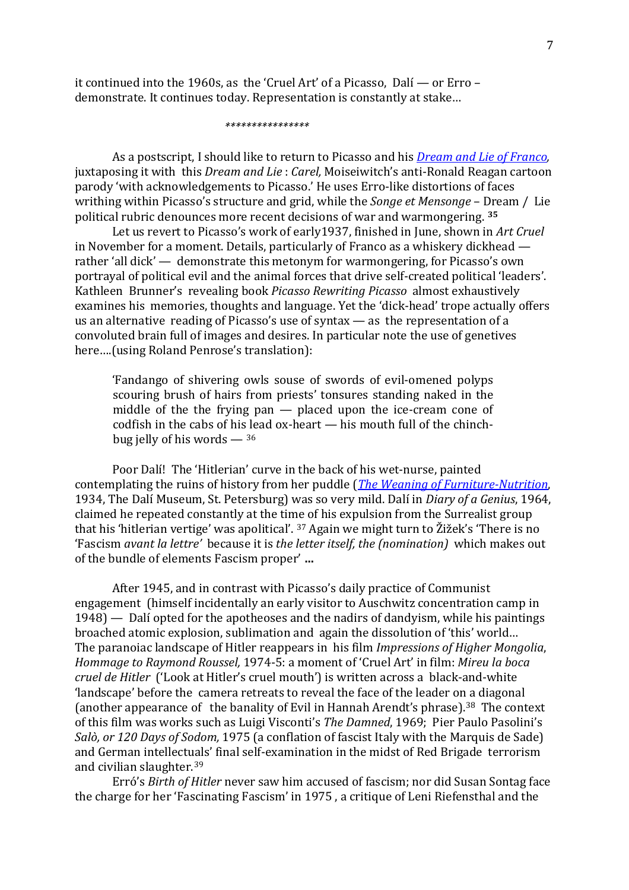it continued into the 1960s, as the 'Cruel Art' of a Picasso, Dalí — or Erro – demonstrate. It continues today. Representation is constantly at stake…

****************

As a postscript, I should like to return to Picasso and his *Dream and Lie of Franco,* juxtaposing it with this *Dream and Lie* : *Carel,* Moiseiwitch's anti-Ronald Reagan cartoon parody 'with acknowledgements to Picasso.' He uses Erro-like distortions of faces writhing within Picasso's structure and grid, while the *Songe et Mensonge* – Dream / Lie political rubric denounces more recent decisions of war and warmongering. [35]

Let us revert to Picasso's work of early1937, finished in June, shown in *Art Cruel* in November for a moment. Details, particularly of Franco as a whiskery dickhead — rather 'all dick' — demonstrate this metonym for warmongering, for Picasso's own portrayal of political evil and the animal forces that drive self-created political 'leaders'. Kathleen Brunner's revealing book *Picasso Rewriting Picasso* almost exhaustively examines his memories, thoughts and language. Yet the 'dick-head' trope actually offers us an alternative reading of Picasso's use of syntax — as the representation of a convoluted brain full of images and desires. In particular note the use of genetives here….(using Roland Penrose's translation):

> 'Fandango of shivering owls souse of swords of evil-omened polyps scouring brush of hairs from priests' tonsures standing naked in the middle of the the frying pan — placed upon the ice-cream cone of codfish in the cabs of his lead ox-heart — his mouth full of the chinch-bug jelly of his words — [36]

Poor Dalí! The 'Hitlerian' curve in the back of his wet-nurse, painted contemplating the ruins of history from her puddle (*The Weaning of Furniture-Nutrition*, 1934, The Dalí Museum, St. Petersburg) was so very mild. Dalí in *Diary of a Genius*, 1964, claimed he repeated constantly at the time of his expulsion from the Surrealist group that his 'hitlerian vertige' was apolitical'. [37] Again we might turn to Žižek's 'There is no 'Fascism *avant la lettre'* because it is *the letter itself, the (nomination)* which makes out of the bundle of elements Fascism proper' **…**

After 1945, and in contrast with Picasso's daily practice of Communist engagement (himself incidentally an early visitor to Auschwitz concentration camp in 1948) — Dalí opted for the apotheoses and the nadirs of dandyism, while his paintings broached atomic explosion, sublimation and again the dissolution of 'this' world… The paranoiac landscape of Hitler reappears in his film *Impressions of Higher Mongolia*, *Hommage to Raymond Roussel,* 1974-5: a moment of 'Cruel Art' in film: *Mireu la boca cruel de Hitler* ('Look at Hitler's cruel mouth') is written across a black-and-white 'landscape' before the camera retreats to reveal the face of the leader on a diagonal (another appearance of the banality of Evil in Hannah Arendt's phrase).[38] The context of this film was works such as Luigi Visconti's *The Damned*, 1969; Pier Paulo Pasolini's *Salò, or 120 Days of Sodom,* 1975 (a conflation of fascist Italy with the Marquis de Sade) and German intellectuals' final self-examination in the midst of Red Brigade terrorism and civilian slaughter.[39]

Erró's *Birth of Hitler* never saw him accused of fascism; nor did Susan Sontag face the charge for her 'Fascinating Fascism' in 1975 , a critique of Leni Riefensthal and the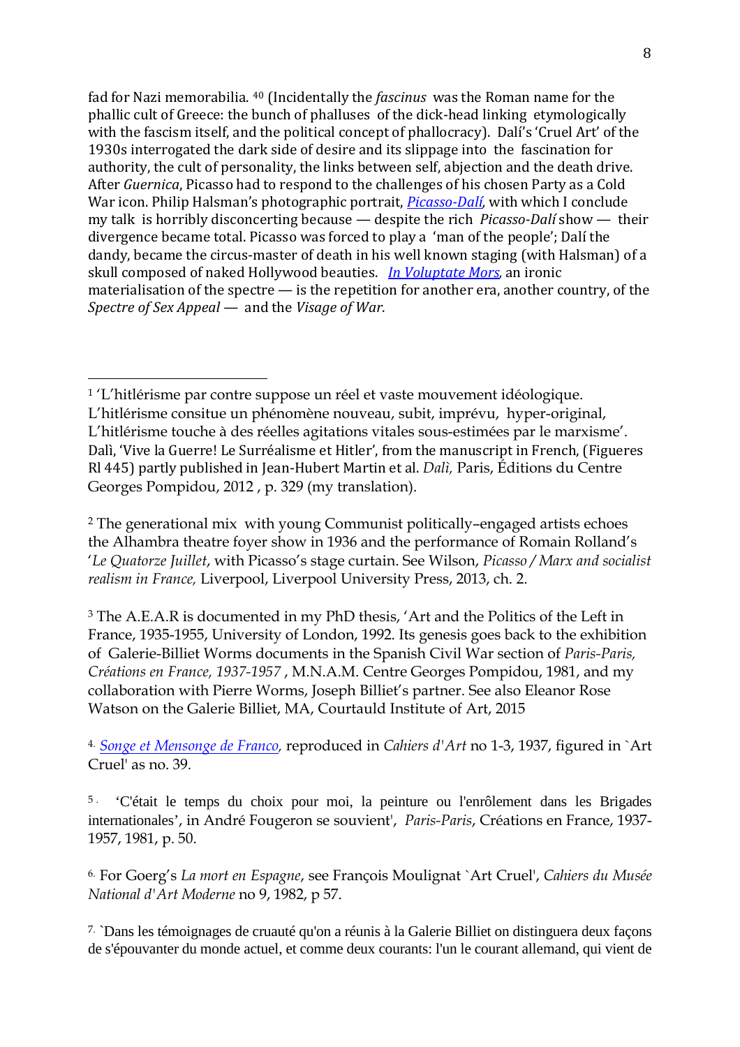fad for Nazi memorabilia. [40] (Incidentally the *fascinus* was the Roman name for the phallic cult of Greece: the bunch of phalluses of the dick-head linking etymologically with the fascism itself, and the political concept of phallocracy). Dalí's 'Cruel Art' of the 1930s interrogated the dark side of desire and its slippage into the fascination for authority, the cult of personality, the links between self, abjection and the death drive. After *Guernica*, Picasso had to respond to the challenges of his chosen Party as a Cold War icon. Philip Halsman's photographic portrait, *Picasso-Dalí*, with which I conclude my talk is horribly disconcerting because — despite the rich *Picasso-Dalí* show — their divergence became total. Picasso was forced to play a 'man of the people'; Dalí the dandy, became the circus-master of death in his well known staging (with Halsman) of a skull composed of naked Hollywood beauties. *In Voluptate Mors*, an ironic materialisation of the spectre — is the repetition for another era, another country, of the *Spectre of Sex Appeal* — and the *Visage of War.*

---

[1] 'L'hitlérisme par contre suppose un réel et vaste mouvement idéologique. L'hitlérisme consitue un phénomène nouveau, subit, imprévu, hyper-original, L'hitlérisme touche à des réelles agitations vitales sous-estimées par le marxisme'. Dalì, 'Vive la Guerre! Le Surréalisme et Hitler', from the manuscript in French, (Figueres Rl 445) partly published in Jean-Hubert Martin et al. *Dalì,* Paris, Éditions du Centre Georges Pompidou, 2012 , p. 329 (my translation).

[2] The generational mix with young Communist politically–engaged artists echoes the Alhambra theatre foyer show in 1936 and the performance of Romain Rolland's '*Le Quatorze Juillet*, with Picasso's stage curtain. See Wilson, *Picasso / Marx and socialist realism in France,* Liverpool, Liverpool University Press, 2013, ch. 2.

[3] The A.E.A.R is documented in my PhD thesis, 'Art and the Politics of the Left in France, 1935-1955, University of London, 1992. Its genesis goes back to the exhibition of Galerie-Billiet Worms documents in the Spanish Civil War section of *Paris-Paris, Créations en France, 1937-1957* , M.N.A.M. Centre Georges Pompidou, 1981, and my collaboration with Pierre Worms, Joseph Billiet's partner. See also Eleanor Rose Watson on the Galerie Billiet, MA, Courtauld Institute of Art, 2015

[4]. *Songe et Mensonge de Franco*, reproduced in *Cahiers d'Art* no 1-3, 1937, figured in `Art Cruel' as no. 39.

[5]. 'C'était le temps du choix pour moi, la peinture ou l'enrôlement dans les Brigades internationales', in André Fougeron se souvient', *Paris-Paris*, Créations en France, 1937-1957, 1981, p. 50.

[6]. For Goerg's *La mort en Espagne*, see François Moulignat `Art Cruel', *Cahiers du Musée National d'Art Moderne* no 9, 1982, p 57.

[7]. `Dans les témoignages de cruauté qu'on a réunis à la Galerie Billiet on distinguera deux façons de s'épouvanter du monde actuel, et comme deux courants: l'un le courant allemand, qui vient de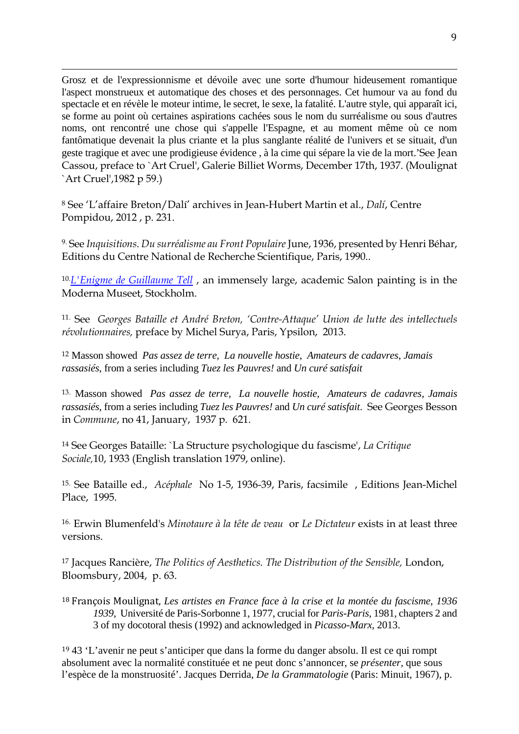Grosz et de l'expressionnisme et dévoile avec une sorte d'humour hideusement romantique l'aspect monstrueux et automatique des choses et des personnages. Cet humour va au fond du spectacle et en révèle le moteur intime, le secret, le sexe, la fatalité. L'autre style, qui apparaît ici, se forme au point où certaines aspirations cachées sous le nom du surréalisme ou sous d'autres noms, ont rencontré une chose qui s'appelle l'Espagne, et au moment même où ce nom fantômatique devenait la plus criante et la plus sanglante réalité de l'univers et se situait, d'un geste tragique et avec une prodigieuse évidence , à la cime qui sépare la vie de la mort.'See Jean Cassou, preface to `Art Cruel', Galerie Billiet Worms, December 17th, 1937. (Moulignat `Art Cruel',1982 p 59.)

[8] See 'L'affaire Breton/Dalí' archives in Jean-Hubert Martin et al., *Dalí*, Centre Pompidou, 2012 , p. 231.

[9.] See *Inquisitions. Du surréalisme au Front Populaire* June, 1936, presented by Henri Béhar, Editions du Centre National de Recherche Scientifique, Paris, 1990..

[10.] *L'Enigme de Guillaume Tell* , an immensely large, academic Salon painting is in the Moderna Museet, Stockholm.

[11.] See *Georges Bataille et André Breton, 'Contre-Attaque' Union de lutte des intellectuels révolutionnaires,* preface by Michel Surya, Paris, Ypsilon, 2013.

[12] Masson showed *Pas assez de terre*, *La nouvelle hostie*, *Amateurs de cadavres*, *Jamais rassasiés*, from a series including *Tuez les Pauvres!* and *Un curé satisfait*

[13.] Masson showed *Pas assez de terre*, *La nouvelle hostie*, *Amateurs de cadavres*, *Jamais rassasiés*, from a series including *Tuez les Pauvres!* and *Un curé satisfait*. See Georges Besson in *Commune*, no 41, January, 1937 p. 621.

[14] See Georges Bataille: `La Structure psychologique du fascisme', *La Critique Sociale,*10, 1933 (English translation 1979, online).

[15.] See Bataille ed., *Acéphale* No 1-5, 1936-39, Paris, facsimile , Editions Jean-Michel Place, 1995.

[16.] Erwin Blumenfeld's *Minotaure à la tête de veau* or *Le Dictateur* exists in at least three versions.

[17] Jacques Rancière, *The Politics of Aesthetics. The Distribution of the Sensible,* London, Bloomsbury, 2004, p. 63.

[18] François Moulignat, *Les artistes en France face à la crise et la montée du fascisme*, *1936 1939*, Université de Paris-Sorbonne 1, 1977, crucial for *Paris-Paris*, 1981, chapters 2 and 3 of my docotoral thesis (1992) and acknowledged in *Picasso-Marx*, 2013.

[19] 43 'L'avenir ne peut s'anticiper que dans la forme du danger absolu. Il est ce qui rompt absolument avec la normalité constituée et ne peut donc s'annoncer, se *présenter*, que sous l'espèce de la monstruosité'. Jacques Derrida, *De la Grammatologie* (Paris: Minuit, 1967), p.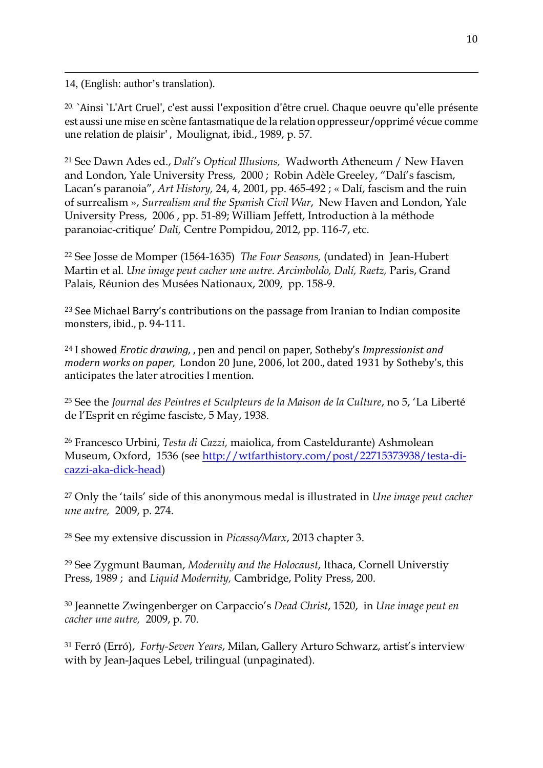14, (English: author's translation).

20. `Ainsi `L'Art Cruel', c'est aussi l'exposition d'être cruel. Chaque oeuvre qu'elle présente est aussi une mise en scène fantasmatique de la relation oppresseur/opprimé vécue comme une relation de plaisir' , Moulignat, ibid., 1989, p. 57.

21 See Dawn Ades ed., *Dalí's Optical Illusions,* Wadworth Atheneum / New Haven and London, Yale University Press, 2000 ; Robin Adèle Greeley, "Dalí's fascism, Lacan's paranoia", *Art History,* 24, 4, 2001, pp. 465-492 ; « Dalí, fascism and the ruin of surrealism », *Surrealism and the Spanish Civil War,* New Haven and London, Yale University Press, 2006 , pp. 51-89; William Jeffett, Introduction à la méthode paranoiac-critique' *Dalí,* Centre Pompidou, 2012, pp. 116-7, etc.

22 See Josse de Momper (1564-1635) *The Four Seasons,* (undated) in Jean-Hubert Martin et al. *Une image peut cacher une autre. Arcimboldo, Dalí, Raetz,* Paris, Grand Palais, Réunion des Musées Nationaux, 2009, pp. 158-9.

23 See Michael Barry's contributions on the passage from Iranian to Indian composite monsters, ibid., p. 94-111.

24 I showed *Erotic drawing,* , pen and pencil on paper, Sotheby's *Impressionist and modern works on paper,* London 20 June, 2006, lot 200., dated 1931 by Sotheby's, this anticipates the later atrocities I mention.

25 See the *Journal des Peintres et Sculpteurs de la Maison de la Culture*, no 5, 'La Liberté de l'Esprit en régime fasciste, 5 May, 1938.

26 Francesco Urbini, *Testa di Cazzi,* maiolica, from Casteldurante) Ashmolean Museum, Oxford, 1536 (see http://wtfarthistory.com/post/22715373938/testa-di-cazzi-aka-dick-head)

27 Only the 'tails' side of this anonymous medal is illustrated in *Une image peut cacher une autre,* 2009, p. 274.

28 See my extensive discussion in *Picasso/Marx*, 2013 chapter 3.

29 See Zygmunt Bauman, *Modernity and the Holocaust*, Ithaca, Cornell Universtiy Press, 1989 ; and *Liquid Modernity,* Cambridge, Polity Press, 200.

30 Jeannette Zwingenberger on Carpaccio's *Dead Christ*, 1520, in *Une image peut en cacher une autre,* 2009, p. 70.

31 Ferró (Erró), *Forty-Seven Years*, Milan, Gallery Arturo Schwarz, artist's interview with by Jean-Jaques Lebel, trilingual (unpaginated).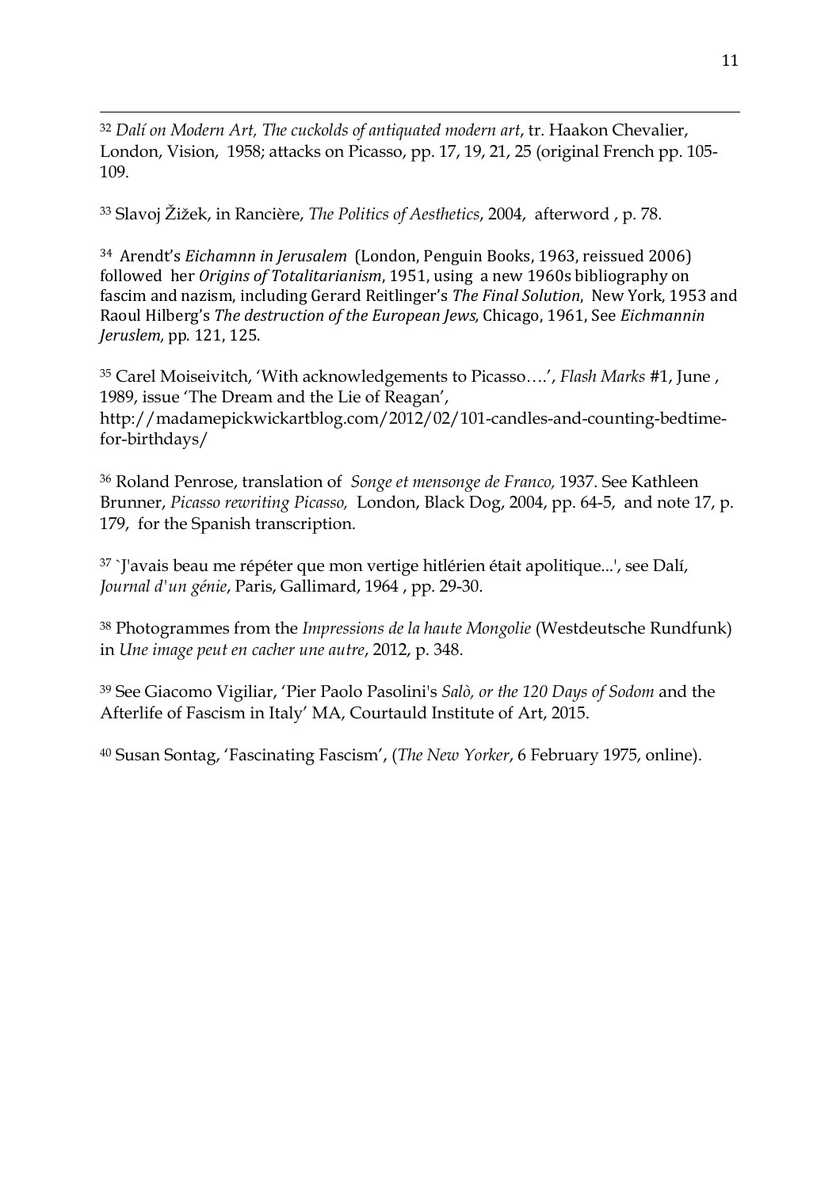[32] *Dalí on Modern Art, The cuckolds of antiquated modern art*, tr. Haakon Chevalier, London, Vision, 1958; attacks on Picasso, pp. 17, 19, 21, 25 (original French pp. 105-109.

[33] Slavoj Žižek, in Rancière, *The Politics of Aesthetics*, 2004, afterword , p. 78.

[34] Arendt's *Eichamnn in Jerusalem* (London, Penguin Books, 1963, reissued 2006) followed her *Origins of Totalitarianism*, 1951, using a new 1960s bibliography on fascim and nazism, including Gerard Reitlinger's *The Final Solution*, New York, 1953 and Raoul Hilberg's *The destruction of the European Jews*, Chicago, 1961, See *Eichmannin Jeruslem*, pp. 121, 125.

[35] Carel Moiseivitch, 'With acknowledgements to Picasso….', *Flash Marks* #1, June , 1989, issue 'The Dream and the Lie of Reagan', http://madamepickwickartblog.com/2012/02/101-candles-and-counting-bedtime-for-birthdays/

[36] Roland Penrose, translation of *Songe et mensonge de Franco,* 1937. See Kathleen Brunner, *Picasso rewriting Picasso,* London, Black Dog, 2004, pp. 64-5, and note 17, p. 179, for the Spanish transcription.

[37] `J'avais beau me répéter que mon vertige hitlérien était apolitique...', see Dalí, *Journal d'un génie*, Paris, Gallimard, 1964 , pp. 29-30.

[38] Photogrammes from the *Impressions de la haute Mongolie* (Westdeutsche Rundfunk) in *Une image peut en cacher une autre*, 2012, p. 348.

[39] See Giacomo Vigiliar, 'Pier Paolo Pasolini's *Salò, or the 120 Days of Sodom* and the Afterlife of Fascism in Italy' MA, Courtauld Institute of Art, 2015.

[40] Susan Sontag, 'Fascinating Fascism', (*The New Yorker*, 6 February 1975, online).